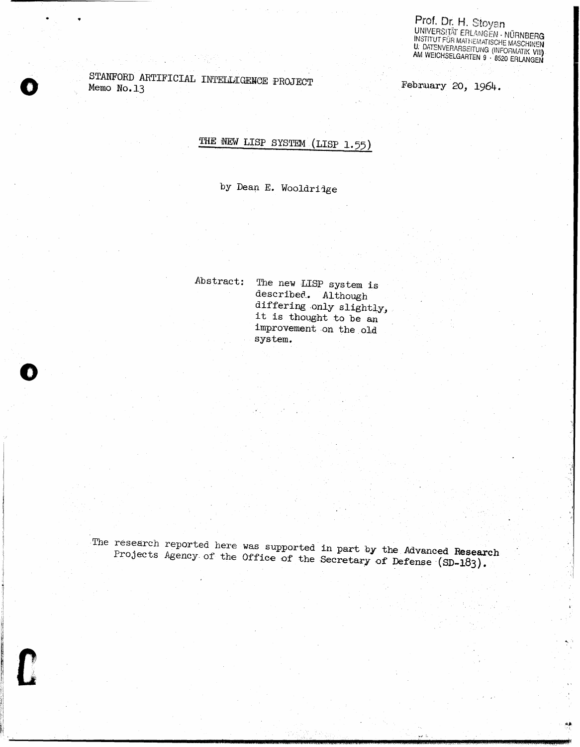Prof. Dr. H. Stoyan
UNIVERSITÄT ERLANGEN - NÜRNBERG
INSTITUT FÜR MATHEMATISCHE MASCHINEN
U. DATENVERARBEITUNG (INFORMATIK VIII)
AM WEICHSELGARTEN 9 · 8520 ERLANGEN

STANFORD ARTIFICIAL INTELLIGENCE PROJECT
Memo No.13

February 20, 1964.

# THE NEW LISP SYSTEM (LISP 1.55)

by Dean E. Wooldridge

Abstract: The new LISP system is described. Although differing only slightly, it is thought to be an improvement on the old system.

The research reported here was supported in part by the Advanced Research Projects Agency of the Office of the Secretary of Defense (SD-183).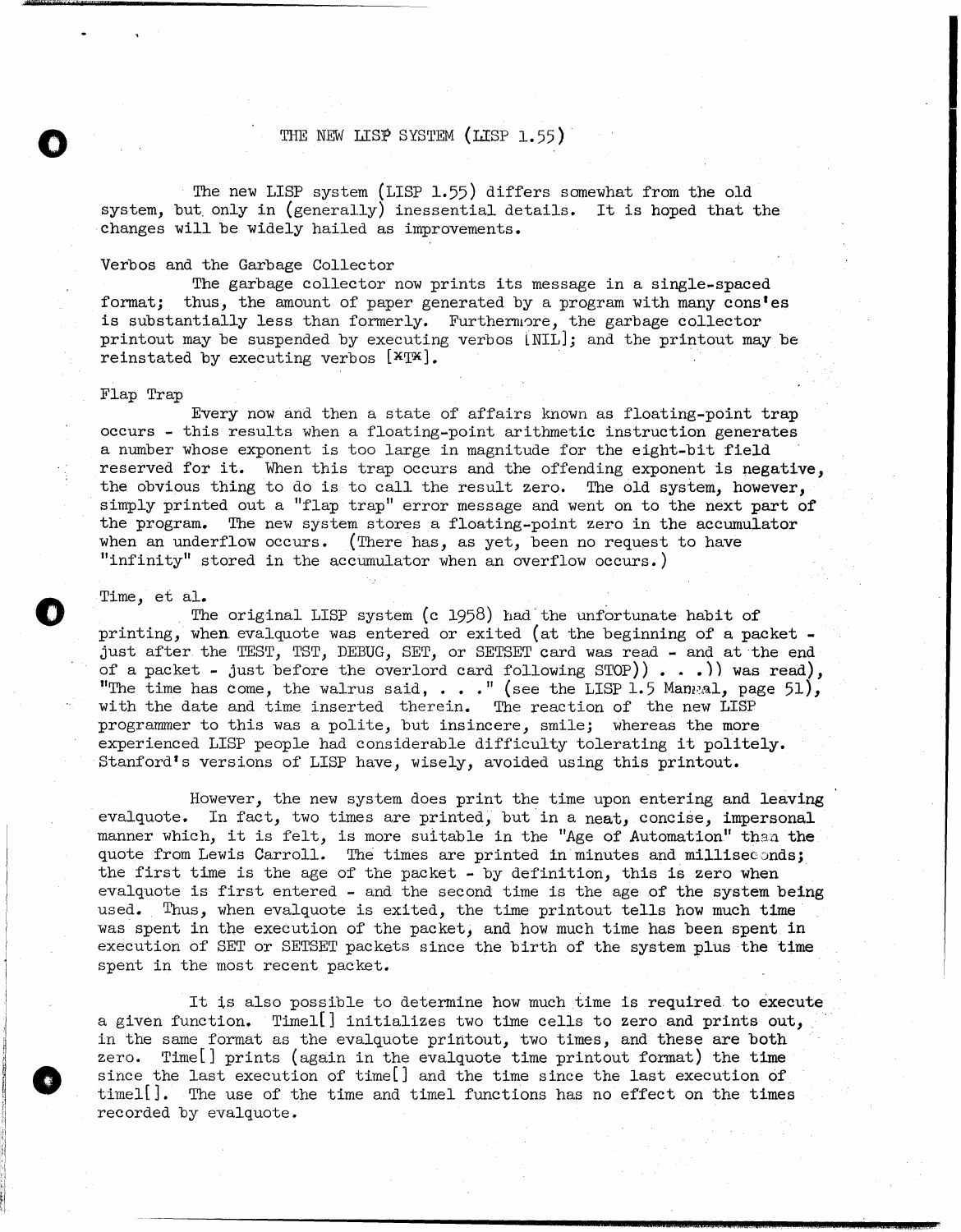# THE NEW LISP SYSTEM (LISP 1.55)

The new LISP system (LISP 1.55) differs somewhat from the old system, but only in (generally) inessential details. It is hoped that the changes will be widely hailed as improvements.

### Verbos and the Garbage Collector

The garbage collector now prints its message in a single-spaced format; thus, the amount of paper generated by a program with many cons'es is substantially less than formerly. Furthermore, the garbage collector printout may be suspended by executing verbos [NIL]; and the printout may be reinstated by executing verbos [*T*].

### Flap Trap

Every now and then a state of affairs known as floating-point trap occurs - this results when a floating-point arithmetic instruction generates a number whose exponent is too large in magnitude for the eight-bit field reserved for it. When this trap occurs and the offending exponent is negative, the obvious thing to do is to call the result zero. The old system, however, simply printed out a "flap trap" error message and went on to the next part of the program. The new system stores a floating-point zero in the accumulator when an underflow occurs. (There has, as yet, been no request to have "infinity" stored in the accumulator when an overflow occurs.)

### Time, et al.

The original LISP system (c 1958) had the unfortunate habit of printing, when evalquote was entered or exited (at the beginning of a packet - just after the TEST, TST, DEBUG, SET, or SETSET card was read - and at the end of a packet - just before the overlord card following STOP)) . . .)) was read), "The time has come, the walrus said, . . ." (see the LISP 1.5 Manual, page 51), with the date and time inserted therein. The reaction of the new LISP programmer to this was a polite, but insincere, smile; whereas the more experienced LISP people had considerable difficulty tolerating it politely. Stanford's versions of LISP have, wisely, avoided using this printout.

However, the new system does print the time upon entering and leaving evalquote. In fact, two times are printed, but in a neat, concise, impersonal manner which, it is felt, is more suitable in the "Age of Automation" than the quote from Lewis Carroll. The times are printed in minutes and milliseconds; the first time is the age of the packet - by definition, this is zero when evalquote is first entered - and the second time is the age of the system being used. Thus, when evalquote is exited, the time printout tells how much time was spent in the execution of the packet, and how much time has been spent in execution of SET or SETSET packets since the birth of the system plus the time spent in the most recent packet.

It is also possible to determine how much time is required to execute a given function. Timel[] initializes two time cells to zero and prints out, in the same format as the evalquote printout, two times, and these are both zero. Time[] prints (again in the evalquote time printout format) the time since the last execution of time[] and the time since the last execution of timel[]. The use of the time and timel functions has no effect on the times recorded by evalquote.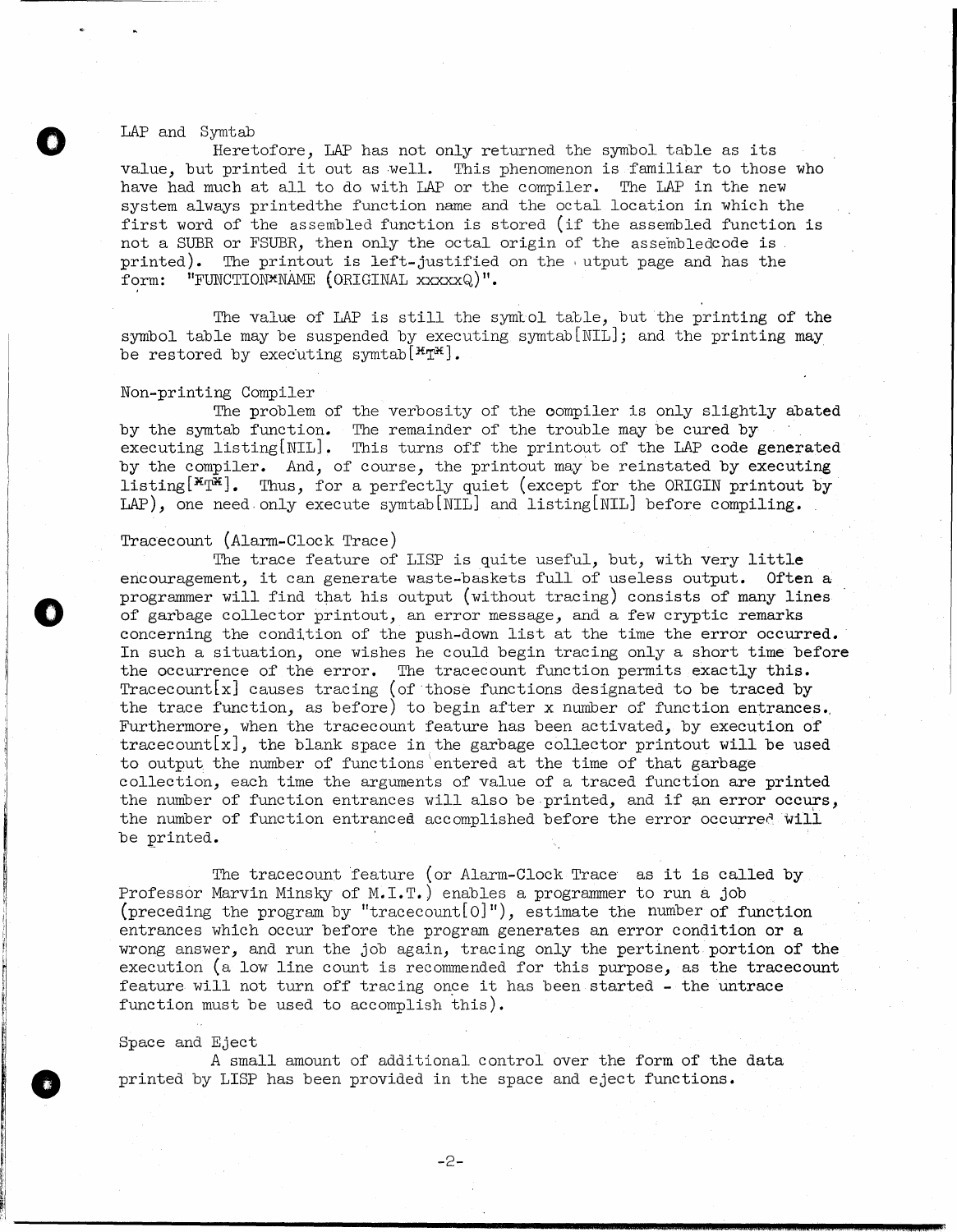### LAP and Symtab

Heretofore, LAP has not only returned the symbol table as its value, but printed it out as well. This phenomenon is familiar to those who have had much at all to do with LAP or the compiler. The LAP in the new system always printedthe function name and the octal location in which the first word of the assembled function is stored (if the assembled function is not a SUBR or FSUBR, then only the octal origin of the assembledcode is printed). The printout is left-justified on the utput page and has the form: "FUNCTION*NAME (ORIGINAL xxxxxQ)".

The value of LAP is still the symbol table, but the printing of the symbol table may be suspended by executing symtab[NIL]; and the printing may be restored by executing symtab[*T*].

### Non-printing Compiler

The problem of the verbosity of the compiler is only slightly abated by the symtab function. The remainder of the trouble may be cured by executing listing[NIL]. This turns off the printout of the LAP code generated by the compiler. And, of course, the printout may be reinstated by executing listing[*T*]. Thus, for a perfectly quiet (except for the ORIGIN printout by LAP), one need only execute symtab[NIL] and listing[NIL] before compiling.

### Tracecount (Alarm-Clock Trace)

The trace feature of LISP is quite useful, but, with very little encouragement, it can generate waste-baskets full of useless output. Often a programmer will find that his output (without tracing) consists of many lines of garbage collector printout, an error message, and a few cryptic remarks concerning the condition of the push-down list at the time the error occurred. In such a situation, one wishes he could begin tracing only a short time before the occurrence of the error. The tracecount function permits exactly this. Tracecount[x] causes tracing (of those functions designated to be traced by the trace function, as before) to begin after x number of function entrances. Furthermore, when the tracecount feature has been activated, by execution of tracecount[x], the blank space in the garbage collector printout will be used to output the number of functions entered at the time of that garbage collection, each time the arguments of value of a traced function are printed the number of function entrances will also be printed, and if an error occurs, the number of function entranced accomplished before the error occurred will be printed.

The tracecount feature (or Alarm-Clock Trace as it is called by Professor Marvin Minsky of M.I.T.) enables a programmer to run a job (preceding the program by "tracecount[0]"), estimate the number of function entrances which occur before the program generates an error condition or a wrong answer, and run the job again, tracing only the pertinent portion of the execution (a low line count is recommended for this purpose, as the tracecount feature will not turn off tracing once it has been started - the untrace function must be used to accomplish this).

### Space and Eject

A small amount of additional control over the form of the data printed by LISP has been provided in the space and eject functions.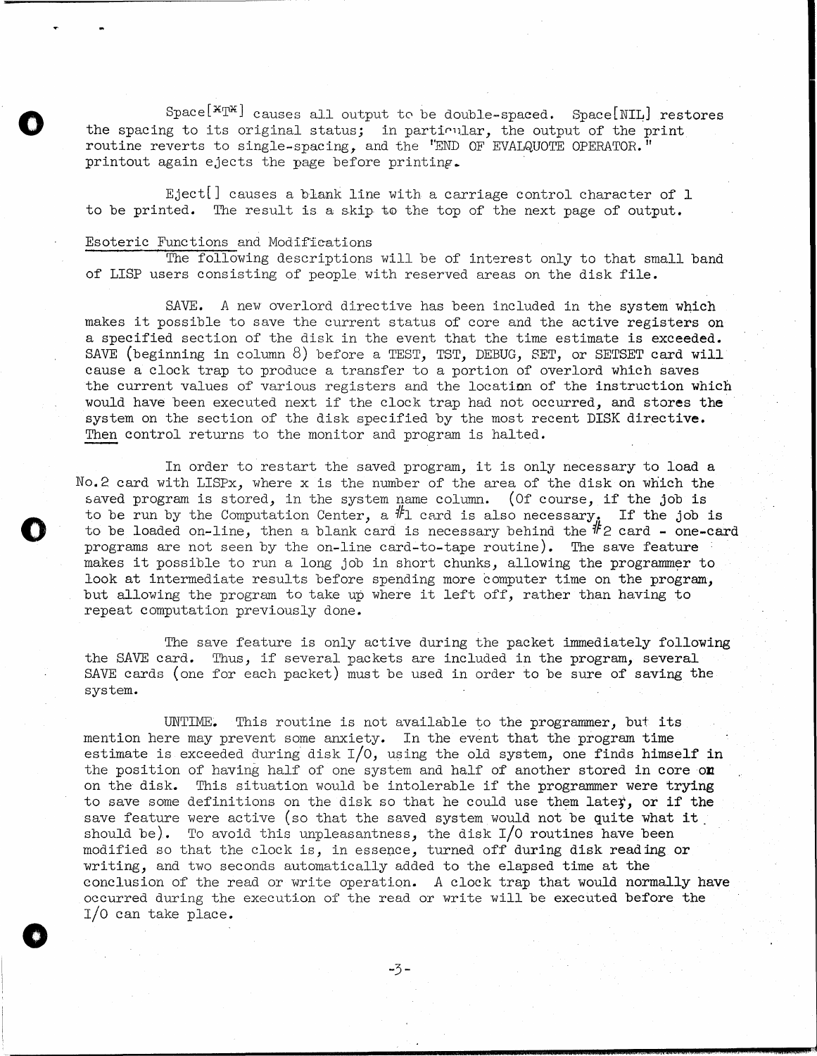Space[*T*] causes all output to be double-spaced. Space[NIL] restores the spacing to its original status; in particular, the output of the print routine reverts to single-spacing, and the "END OF EVALQUOTE OPERATOR." printout again ejects the page before printing.

Eject[] causes a blank line with a carriage control character of 1 to be printed. The result is a skip to the top of the next page of output.

Esoteric Functions and Modifications

The following descriptions will be of interest only to that small band of LISP users consisting of people with reserved areas on the disk file.

SAVE. A new overlord directive has been included in the system which makes it possible to save the current status of core and the active registers on a specified section of the disk in the event that the time estimate is exceeded. SAVE (beginning in column 8) before a TEST, TST, DEBUG, SET, or SETSET card will cause a clock trap to produce a transfer to a portion of overlord which saves the current values of various registers and the location of the instruction which would have been executed next if the clock trap had not occurred, and stores the system on the section of the disk specified by the most recent DISK directive. Then control returns to the monitor and program is halted.

In order to restart the saved program, it is only necessary to load a No.2 card with LISPx, where x is the number of the area of the disk on which the saved program is stored, in the system name column. (Of course, if the job is to be run by the Computation Center, a #1 card is also necessary. If the job is to be loaded on-line, then a blank card is necessary behind the #2 card - one-card programs are not seen by the on-line card-to-tape routine). The save feature makes it possible to run a long job in short chunks, allowing the programmer to look at intermediate results before spending more computer time on the program, but allowing the program to take up where it left off, rather than having to repeat computation previously done.

The save feature is only active during the packet immediately following the SAVE card. Thus, if several packets are included in the program, several SAVE cards (one for each packet) must be used in order to be sure of saving the system.

UNTIME. This routine is not available to the programmer, but its mention here may prevent some anxiety. In the event that the program time estimate is exceeded during disk I/O, using the old system, one finds himself in the position of having half of one system and half of another stored in core on on the disk. This situation would be intolerable if the programmer were trying to save some definitions on the disk so that he could use them later, or if the save feature were active (so that the saved system would not be quite what it should be). To avoid this unpleasantness, the disk I/O routines have been modified so that the clock is, in essence, turned off during disk reading or writing, and two seconds automatically added to the elapsed time at the conclusion of the read or write operation. A clock trap that would normally have occurred during the execution of the read or write will be executed before the I/O can take place.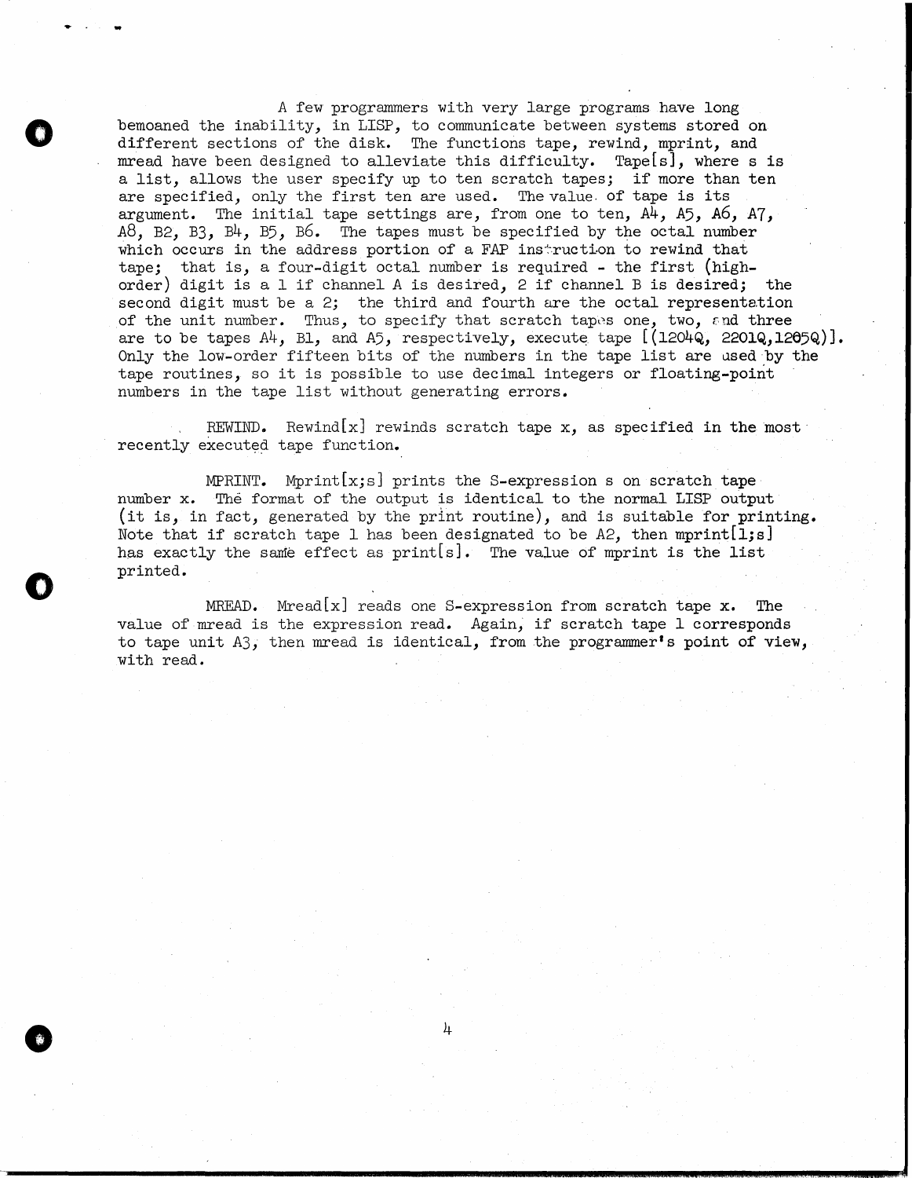A few programmers with very large programs have long bemoaned the inability, in LISP, to communicate between systems stored on different sections of the disk. The functions tape, rewind, mprint, and mread have been designed to alleviate this difficulty. Tape[s], where s is a list, allows the user specify up to ten scratch tapes; if more than ten are specified, only the first ten are used. The value of tape is its argument. The initial tape settings are, from one to ten, A4, A5, A6, A7, A8, B2, B3, B4, B5, B6. The tapes must be specified by the octal number which occurs in the address portion of a FAP instruction to rewind that tape; that is, a four-digit octal number is required - the first (high-order) digit is a 1 if channel A is desired, 2 if channel B is desired; the second digit must be a 2; the third and fourth are the octal representation of the unit number. Thus, to specify that scratch tapes one, two, and three are to be tapes A4, B1, and A5, respectively, execute tape [(1204Q, 2201Q,1205Q)]. Only the low-order fifteen bits of the numbers in the tape list are used by the tape routines, so it is possible to use decimal integers or floating-point numbers in the tape list without generating errors.

REWIND. Rewind[x] rewinds scratch tape x, as specified in the most recently executed tape function.

MPRINT. Mprint[x;s] prints the S-expression s on scratch tape number x. The format of the output is identical to the normal LISP output (it is, in fact, generated by the print routine), and is suitable for printing. Note that if scratch tape 1 has been designated to be A2, then mprint[1;s] has exactly the same effect as print[s]. The value of mprint is the list printed.

MREAD. Mread[x] reads one S-expression from scratch tape x. The value of mread is the expression read. Again, if scratch tape 1 corresponds to tape unit A3, then mread is identical, from the programmer's point of view, with read.